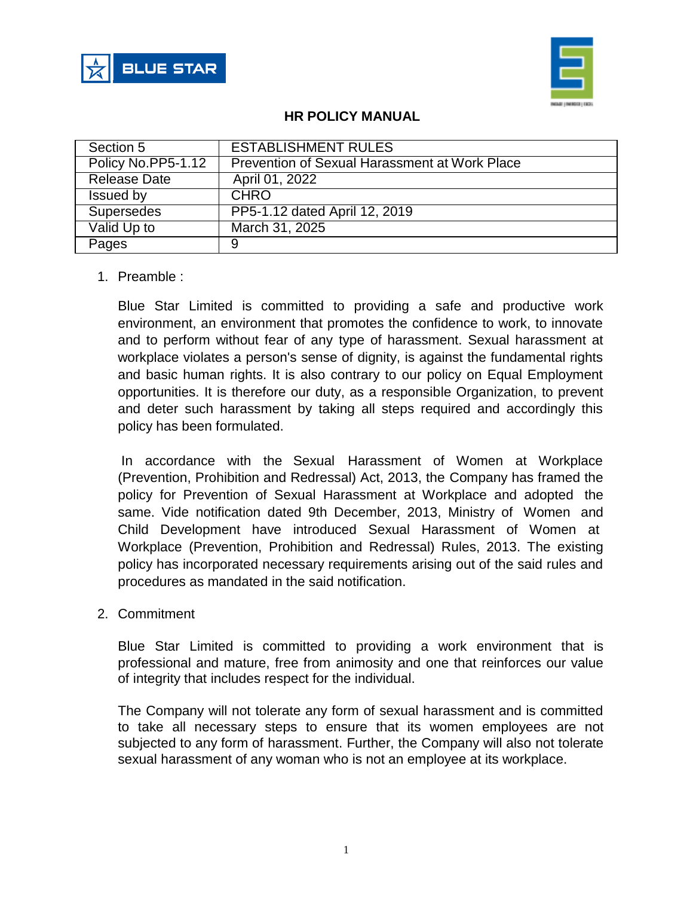BLUE STAR

# HR POLICY MANUAL

| Section 5 | ESTABLISHMENT RULES |
| --- | --- |
| Policy No.PP5-1.12 | Prevention of Sexual Harassment at Work Place |
| Release Date | April 01, 2022 |
| Issued by | CHRO |
| Supersedes | PP5-1.12 dated April 12, 2019 |
| Valid Up to | March 31, 2025 |
| Pages | 9 |

1. Preamble :

   Blue Star Limited is committed to providing a safe and productive work environment, an environment that promotes the confidence to work, to innovate and to perform without fear of any type of harassment. Sexual harassment at workplace violates a person's sense of dignity, is against the fundamental rights and basic human rights. It is also contrary to our policy on Equal Employment opportunities. It is therefore our duty, as a responsible Organization, to prevent and deter such harassment by taking all steps required and accordingly this policy has been formulated.

   In accordance with the Sexual Harassment of Women at Workplace (Prevention, Prohibition and Redressal) Act, 2013, the Company has framed the policy for Prevention of Sexual Harassment at Workplace and adopted the same. Vide notification dated 9th December, 2013, Ministry of Women and Child Development have introduced Sexual Harassment of Women at Workplace (Prevention, Prohibition and Redressal) Rules, 2013. The existing policy has incorporated necessary requirements arising out of the said rules and procedures as mandated in the said notification.

2. Commitment

   Blue Star Limited is committed to providing a work environment that is professional and mature, free from animosity and one that reinforces our value of integrity that includes respect for the individual.

   The Company will not tolerate any form of sexual harassment and is committed to take all necessary steps to ensure that its women employees are not subjected to any form of harassment. Further, the Company will also not tolerate sexual harassment of any woman who is not an employee at its workplace.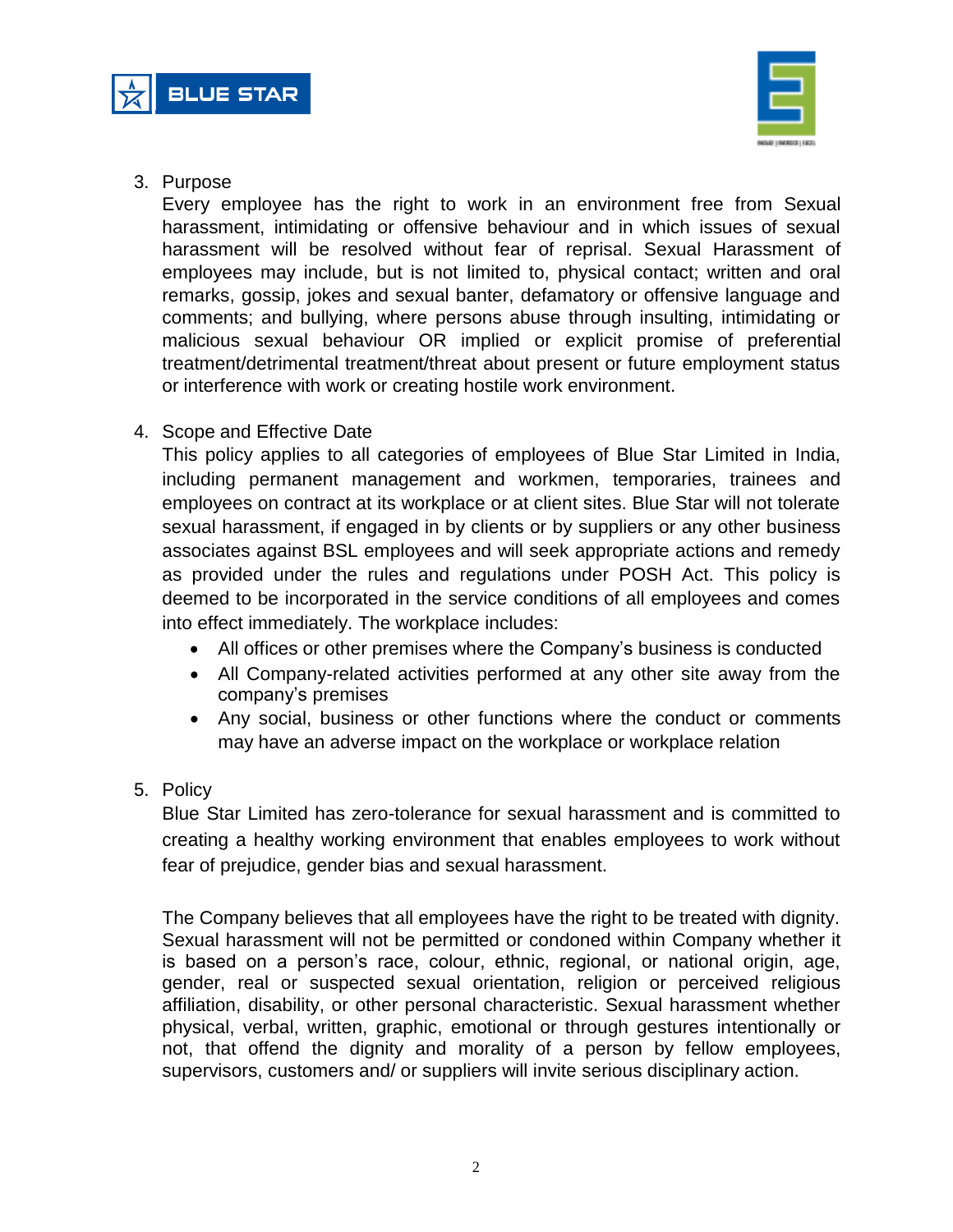3. Purpose

   Every employee has the right to work in an environment free from Sexual harassment, intimidating or offensive behaviour and in which issues of sexual harassment will be resolved without fear of reprisal. Sexual Harassment of employees may include, but is not limited to, physical contact; written and oral remarks, gossip, jokes and sexual banter, defamatory or offensive language and comments; and bullying, where persons abuse through insulting, intimidating or malicious sexual behaviour OR implied or explicit promise of preferential treatment/detrimental treatment/threat about present or future employment status or interference with work or creating hostile work environment.

4. Scope and Effective Date

   This policy applies to all categories of employees of Blue Star Limited in India, including permanent management and workmen, temporaries, trainees and employees on contract at its workplace or at client sites. Blue Star will not tolerate sexual harassment, if engaged in by clients or by suppliers or any other business associates against BSL employees and will seek appropriate actions and remedy as provided under the rules and regulations under POSH Act. This policy is deemed to be incorporated in the service conditions of all employees and comes into effect immediately. The workplace includes:

   - All offices or other premises where the Company's business is conducted
   - All Company-related activities performed at any other site away from the company's premises
   - Any social, business or other functions where the conduct or comments may have an adverse impact on the workplace or workplace relation

5. Policy

   Blue Star Limited has zero-tolerance for sexual harassment and is committed to creating a healthy working environment that enables employees to work without fear of prejudice, gender bias and sexual harassment.

   The Company believes that all employees have the right to be treated with dignity. Sexual harassment will not be permitted or condoned within Company whether it is based on a person's race, colour, ethnic, regional, or national origin, age, gender, real or suspected sexual orientation, religion or perceived religious affiliation, disability, or other personal characteristic. Sexual harassment whether physical, verbal, written, graphic, emotional or through gestures intentionally or not, that offend the dignity and morality of a person by fellow employees, supervisors, customers and/ or suppliers will invite serious disciplinary action.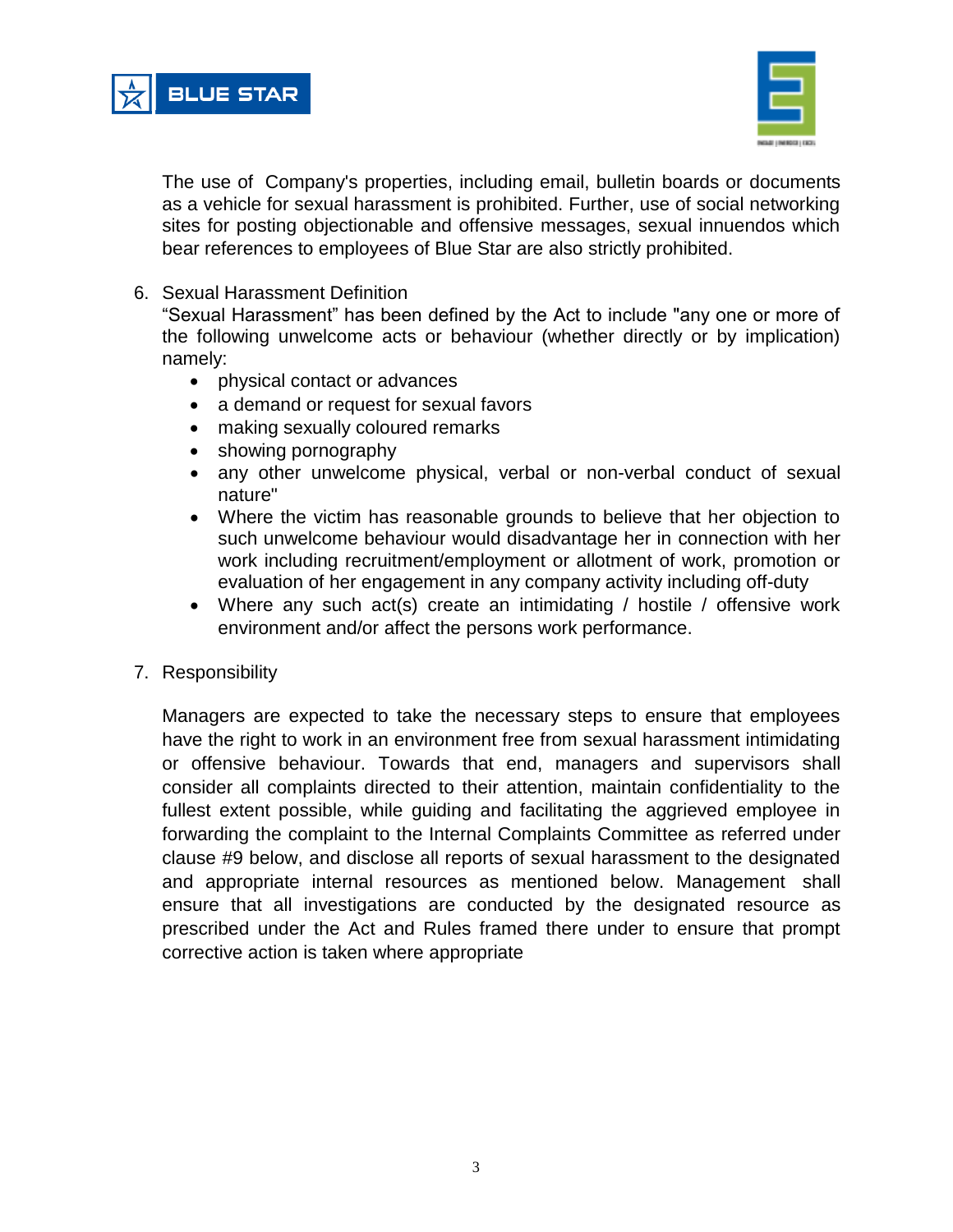The use of Company's properties, including email, bulletin boards or documents as a vehicle for sexual harassment is prohibited. Further, use of social networking sites for posting objectionable and offensive messages, sexual innuendos which bear references to employees of Blue Star are also strictly prohibited.

6. Sexual Harassment Definition
   "Sexual Harassment" has been defined by the Act to include "any one or more of the following unwelcome acts or behaviour (whether directly or by implication) namely:
   - physical contact or advances
   - a demand or request for sexual favors
   - making sexually coloured remarks
   - showing pornography
   - any other unwelcome physical, verbal or non-verbal conduct of sexual nature"
   - Where the victim has reasonable grounds to believe that her objection to such unwelcome behaviour would disadvantage her in connection with her work including recruitment/employment or allotment of work, promotion or evaluation of her engagement in any company activity including off-duty
   - Where any such act(s) create an intimidating / hostile / offensive work environment and/or affect the persons work performance.

7. Responsibility

   Managers are expected to take the necessary steps to ensure that employees have the right to work in an environment free from sexual harassment intimidating or offensive behaviour. Towards that end, managers and supervisors shall consider all complaints directed to their attention, maintain confidentiality to the fullest extent possible, while guiding and facilitating the aggrieved employee in forwarding the complaint to the Internal Complaints Committee as referred under clause #9 below, and disclose all reports of sexual harassment to the designated and appropriate internal resources as mentioned below. Management shall ensure that all investigations are conducted by the designated resource as prescribed under the Act and Rules framed there under to ensure that prompt corrective action is taken where appropriate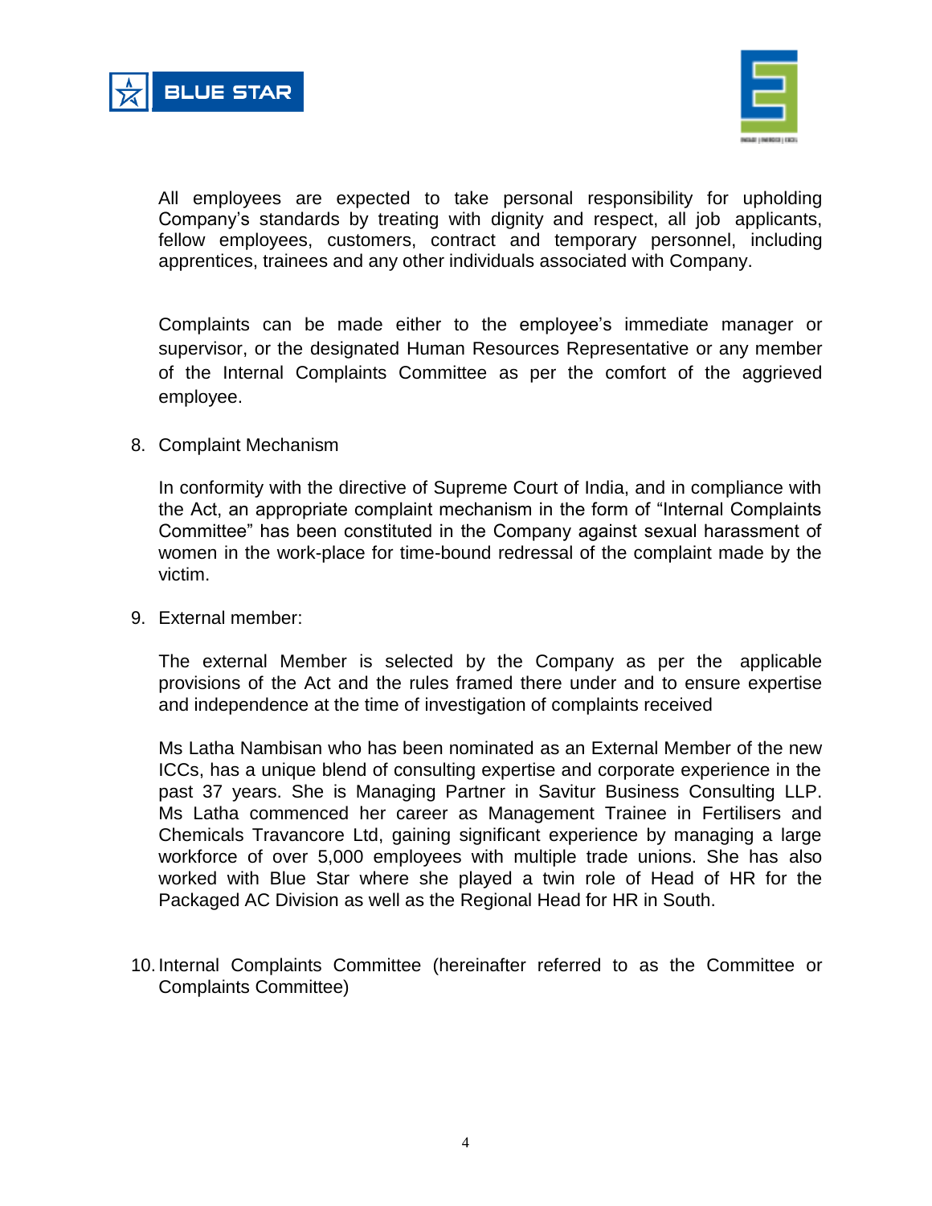All employees are expected to take personal responsibility for upholding Company's standards by treating with dignity and respect, all job applicants, fellow employees, customers, contract and temporary personnel, including apprentices, trainees and any other individuals associated with Company.

Complaints can be made either to the employee's immediate manager or supervisor, or the designated Human Resources Representative or any member of the Internal Complaints Committee as per the comfort of the aggrieved employee.

8. Complaint Mechanism

   In conformity with the directive of Supreme Court of India, and in compliance with the Act, an appropriate complaint mechanism in the form of "Internal Complaints Committee" has been constituted in the Company against sexual harassment of women in the work-place for time-bound redressal of the complaint made by the victim.

9. External member:

   The external Member is selected by the Company as per the applicable provisions of the Act and the rules framed there under and to ensure expertise and independence at the time of investigation of complaints received

   Ms Latha Nambisan who has been nominated as an External Member of the new ICCs, has a unique blend of consulting expertise and corporate experience in the past 37 years. She is Managing Partner in Savitur Business Consulting LLP. Ms Latha commenced her career as Management Trainee in Fertilisers and Chemicals Travancore Ltd, gaining significant experience by managing a large workforce of over 5,000 employees with multiple trade unions. She has also worked with Blue Star where she played a twin role of Head of HR for the Packaged AC Division as well as the Regional Head for HR in South.

10. Internal Complaints Committee (hereinafter referred to as the Committee or Complaints Committee)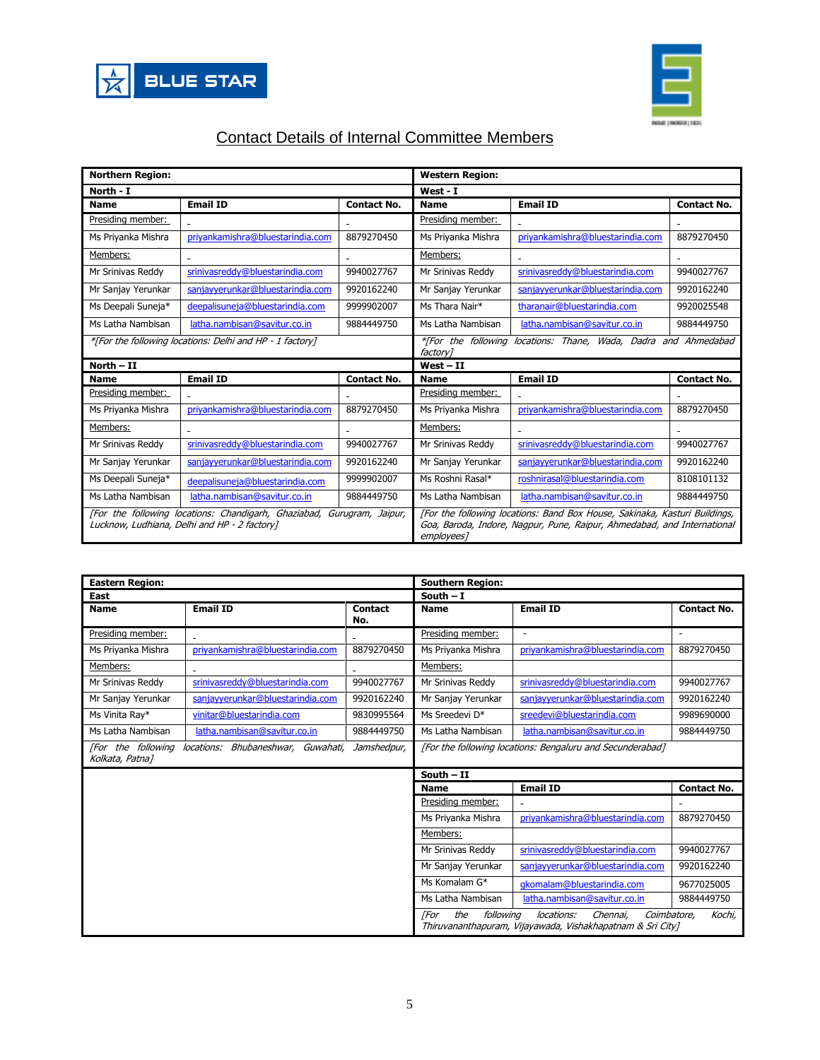## Contact Details of Internal Committee Members

**Northern Region:**

**North - I**

| Name | Email ID | Contact No. |
|---|---|---|
| Presiding member: | - | - |
| Ms Priyanka Mishra | priyankamishra@bluestarindia.com | 8879270450 |
| Members: | - | - |
| Mr Srinivas Reddy | srinivasreddy@bluestarindia.com | 9940027767 |
| Mr Sanjay Yerunkar | sanjayyerunkar@bluestarindia.com | 9920162240 |
| Ms Deepali Suneja* | deepalisuneja@bluestarindia.com | 9999902007 |
| Ms Latha Nambisan | latha.nambisan@savitur.co.in | 9884449750 |

*[For the following locations: Delhi and HP - 1 factory]*

**North – II**

| Name | Email ID | Contact No. |
|---|---|---|
| Presiding member: | - | - |
| Ms Priyanka Mishra | priyankamishra@bluestarindia.com | 8879270450 |
| Members: | - | - |
| Mr Srinivas Reddy | srinivasreddy@bluestarindia.com | 9940027767 |
| Mr Sanjay Yerunkar | sanjayyerunkar@bluestarindia.com | 9920162240 |
| Ms Deepali Suneja* | deepalisuneja@bluestarindia.com | 9999902007 |
| Ms Latha Nambisan | latha.nambisan@savitur.co.in | 9884449750 |

*[For the following locations: Chandigarh, Ghaziabad, Gurugram, Jaipur, Lucknow, Ludhiana, Delhi and HP - 2 factory]*

**Western Region:**

**West - I**

| Name | Email ID | Contact No. |
|---|---|---|
| Presiding member: | - | - |
| Ms Priyanka Mishra | priyankamishra@bluestarindia.com | 8879270450 |
| Members: | - | - |
| Mr Srinivas Reddy | srinivasreddy@bluestarindia.com | 9940027767 |
| Mr Sanjay Yerunkar | sanjayyerunkar@bluestarindia.com | 9920162240 |
| Ms Thara Nair* | tharanair@bluestarindia.com | 9920025548 |
| Ms Latha Nambisan | latha.nambisan@savitur.co.in | 9884449750 |

*[For the following locations: Thane, Wada, Dadra and Ahmedabad factory]*

**West – II**

| Name | Email ID | Contact No. |
|---|---|---|
| Presiding member: | - | - |
| Ms Priyanka Mishra | priyankamishra@bluestarindia.com | 8879270450 |
| Members: | - | - |
| Mr Srinivas Reddy | srinivasreddy@bluestarindia.com | 9940027767 |
| Mr Sanjay Yerunkar | sanjayyerunkar@bluestarindia.com | 9920162240 |
| Ms Roshni Rasal* | roshnirasal@bluestarindia.com | 8108101132 |
| Ms Latha Nambisan | latha.nambisan@savitur.co.in | 9884449750 |

*[For the following locations: Band Box House, Sakinaka, Kasturi Buildings, Goa, Baroda, Indore, Nagpur, Pune, Raipur, Ahmedabad, and International employees]*

**Eastern Region:**

**East**

| Name | Email ID | Contact No. |
|---|---|---|
| Presiding member: | - | - |
| Ms Priyanka Mishra | priyankamishra@bluestarindia.com | 8879270450 |
| Members: | - | - |
| Mr Srinivas Reddy | srinivasreddy@bluestarindia.com | 9940027767 |
| Mr Sanjay Yerunkar | sanjayyerunkar@bluestarindia.com | 9920162240 |
| Ms Vinita Ray* | vinitar@bluestarindia.com | 9830995564 |
| Ms Latha Nambisan | latha.nambisan@savitur.co.in | 9884449750 |

*[For the following locations: Bhubaneshwar, Guwahati, Jamshedpur, Kolkata, Patna]*

**Southern Region:**

**South – I**

| Name | Email ID | Contact No. |
|---|---|---|
| Presiding member: | - | - |
| Ms Priyanka Mishra | priyankamishra@bluestarindia.com | 8879270450 |
| Members: | | |
| Mr Srinivas Reddy | srinivasreddy@bluestarindia.com | 9940027767 |
| Mr Sanjay Yerunkar | sanjayyerunkar@bluestarindia.com | 9920162240 |
| Ms Sreedevi D* | sreedevi@bluestarindia.com | 9989690000 |
| Ms Latha Nambisan | latha.nambisan@savitur.co.in | 9884449750 |

*[For the following locations: Bengaluru and Secunderabad]*

**South – II**

| Name | Email ID | Contact No. |
|---|---|---|
| Presiding member: | - | - |
| Ms Priyanka Mishra | priyankamishra@bluestarindia.com | 8879270450 |
| Members: | | |
| Mr Srinivas Reddy | srinivasreddy@bluestarindia.com | 9940027767 |
| Mr Sanjay Yerunkar | sanjayyerunkar@bluestarindia.com | 9920162240 |
| Ms Komalam G* | gkomalam@bluestarindia.com | 9677025005 |
| Ms Latha Nambisan | latha.nambisan@savitur.co.in | 9884449750 |

*[For the following locations: Chennai, Coimbatore, Kochi, Thiruvananthapuram, Vijayawada, Vishakhapatnam & Sri City]*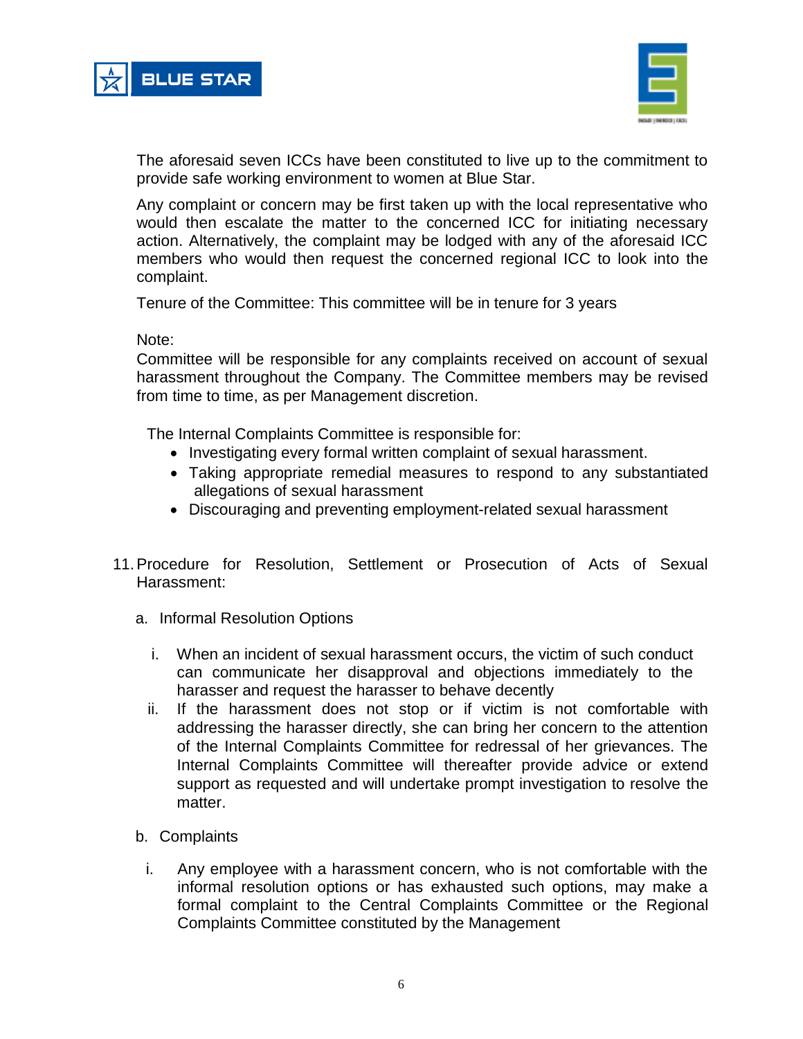The aforesaid seven ICCs have been constituted to live up to the commitment to provide safe working environment to women at Blue Star.

Any complaint or concern may be first taken up with the local representative who would then escalate the matter to the concerned ICC for initiating necessary action. Alternatively, the complaint may be lodged with any of the aforesaid ICC members who would then request the concerned regional ICC to look into the complaint.

Tenure of the Committee: This committee will be in tenure for 3 years

Note:
Committee will be responsible for any complaints received on account of sexual harassment throughout the Company. The Committee members may be revised from time to time, as per Management discretion.

The Internal Complaints Committee is responsible for:

- Investigating every formal written complaint of sexual harassment.
- Taking appropriate remedial measures to respond to any substantiated allegations of sexual harassment
- Discouraging and preventing employment-related sexual harassment

11. Procedure for Resolution, Settlement or Prosecution of Acts of Sexual Harassment:

a. Informal Resolution Options

i. When an incident of sexual harassment occurs, the victim of such conduct can communicate her disapproval and objections immediately to the harasser and request the harasser to behave decently

ii. If the harassment does not stop or if victim is not comfortable with addressing the harasser directly, she can bring her concern to the attention of the Internal Complaints Committee for redressal of her grievances. The Internal Complaints Committee will thereafter provide advice or extend support as requested and will undertake prompt investigation to resolve the matter.

b. Complaints

i. Any employee with a harassment concern, who is not comfortable with the informal resolution options or has exhausted such options, may make a formal complaint to the Central Complaints Committee or the Regional Complaints Committee constituted by the Management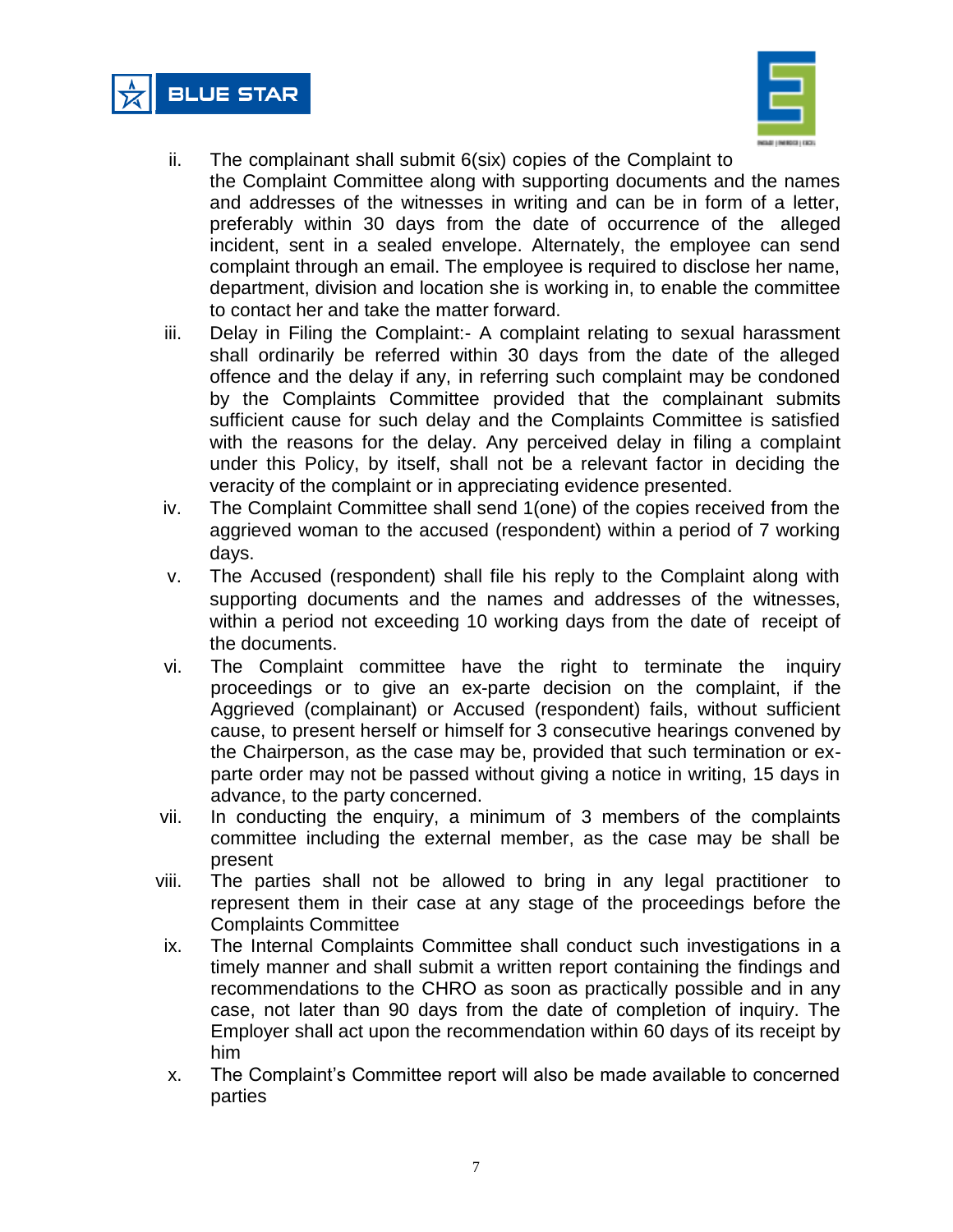ii. The complainant shall submit 6(six) copies of the Complaint to the Complaint Committee along with supporting documents and the names and addresses of the witnesses in writing and can be in form of a letter, preferably within 30 days from the date of occurrence of the alleged incident, sent in a sealed envelope. Alternately, the employee can send complaint through an email. The employee is required to disclose her name, department, division and location she is working in, to enable the committee to contact her and take the matter forward.

iii. Delay in Filing the Complaint:- A complaint relating to sexual harassment shall ordinarily be referred within 30 days from the date of the alleged offence and the delay if any, in referring such complaint may be condoned by the Complaints Committee provided that the complainant submits sufficient cause for such delay and the Complaints Committee is satisfied with the reasons for the delay. Any perceived delay in filing a complaint under this Policy, by itself, shall not be a relevant factor in deciding the veracity of the complaint or in appreciating evidence presented.

iv. The Complaint Committee shall send 1(one) of the copies received from the aggrieved woman to the accused (respondent) within a period of 7 working days.

v. The Accused (respondent) shall file his reply to the Complaint along with supporting documents and the names and addresses of the witnesses, within a period not exceeding 10 working days from the date of receipt of the documents.

vi. The Complaint committee have the right to terminate the inquiry proceedings or to give an ex-parte decision on the complaint, if the Aggrieved (complainant) or Accused (respondent) fails, without sufficient cause, to present herself or himself for 3 consecutive hearings convened by the Chairperson, as the case may be, provided that such termination or ex-parte order may not be passed without giving a notice in writing, 15 days in advance, to the party concerned.

vii. In conducting the enquiry, a minimum of 3 members of the complaints committee including the external member, as the case may be shall be present

viii. The parties shall not be allowed to bring in any legal practitioner to represent them in their case at any stage of the proceedings before the Complaints Committee

ix. The Internal Complaints Committee shall conduct such investigations in a timely manner and shall submit a written report containing the findings and recommendations to the CHRO as soon as practically possible and in any case, not later than 90 days from the date of completion of inquiry. The Employer shall act upon the recommendation within 60 days of its receipt by him

x. The Complaint's Committee report will also be made available to concerned parties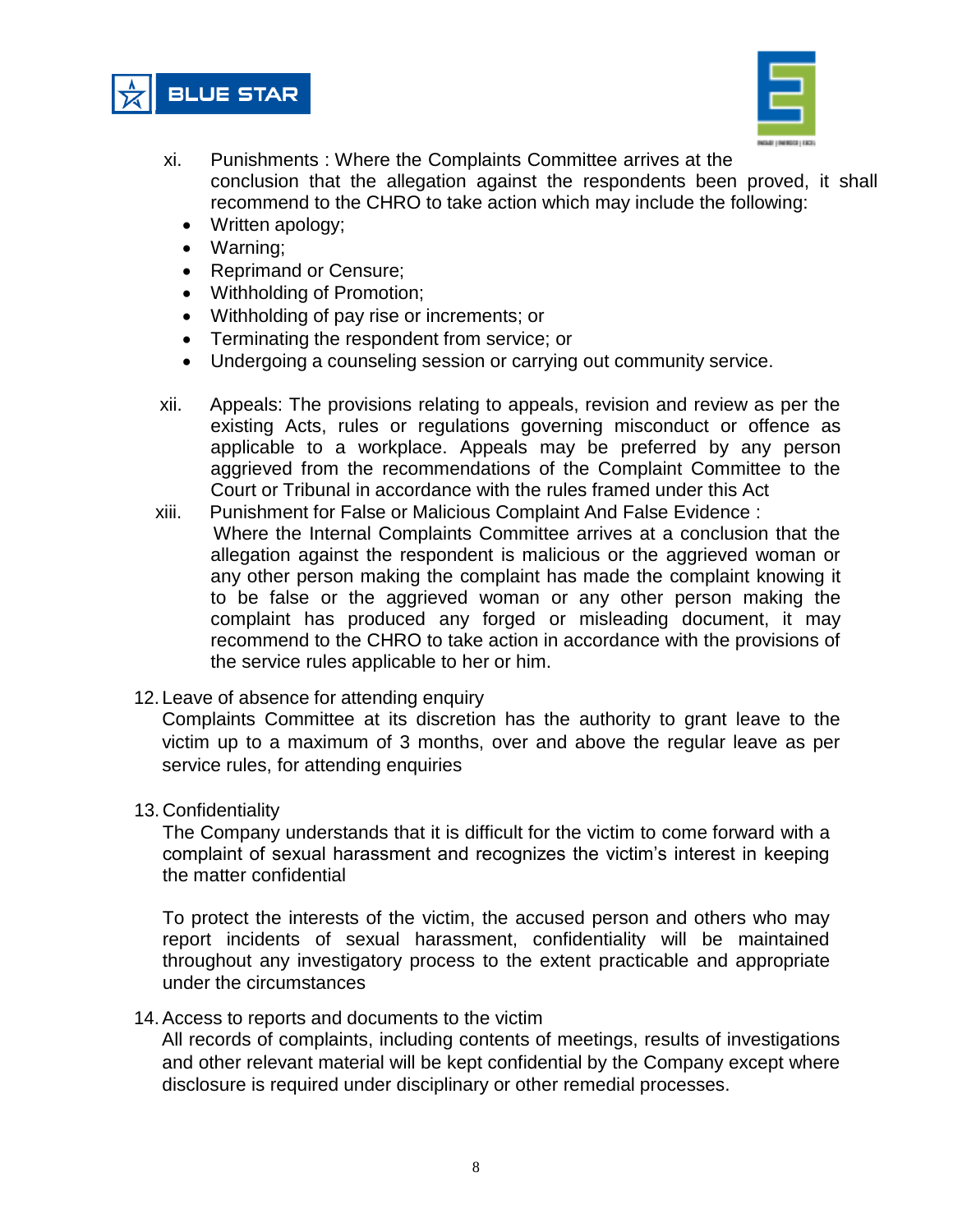xi. Punishments : Where the Complaints Committee arrives at the conclusion that the allegation against the respondents been proved, it shall recommend to the CHRO to take action which may include the following:

- Written apology;
- Warning;
- Reprimand or Censure;
- Withholding of Promotion;
- Withholding of pay rise or increments; or
- Terminating the respondent from service; or
- Undergoing a counseling session or carrying out community service.

xii. Appeals: The provisions relating to appeals, revision and review as per the existing Acts, rules or regulations governing misconduct or offence as applicable to a workplace. Appeals may be preferred by any person aggrieved from the recommendations of the Complaint Committee to the Court or Tribunal in accordance with the rules framed under this Act

xiii. Punishment for False or Malicious Complaint And False Evidence :
Where the Internal Complaints Committee arrives at a conclusion that the allegation against the respondent is malicious or the aggrieved woman or any other person making the complaint has made the complaint knowing it to be false or the aggrieved woman or any other person making the complaint has produced any forged or misleading document, it may recommend to the CHRO to take action in accordance with the provisions of the service rules applicable to her or him.

12. Leave of absence for attending enquiry
Complaints Committee at its discretion has the authority to grant leave to the victim up to a maximum of 3 months, over and above the regular leave as per service rules, for attending enquiries

13. Confidentiality
The Company understands that it is difficult for the victim to come forward with a complaint of sexual harassment and recognizes the victim's interest in keeping the matter confidential

To protect the interests of the victim, the accused person and others who may report incidents of sexual harassment, confidentiality will be maintained throughout any investigatory process to the extent practicable and appropriate under the circumstances

14. Access to reports and documents to the victim
All records of complaints, including contents of meetings, results of investigations and other relevant material will be kept confidential by the Company except where disclosure is required under disciplinary or other remedial processes.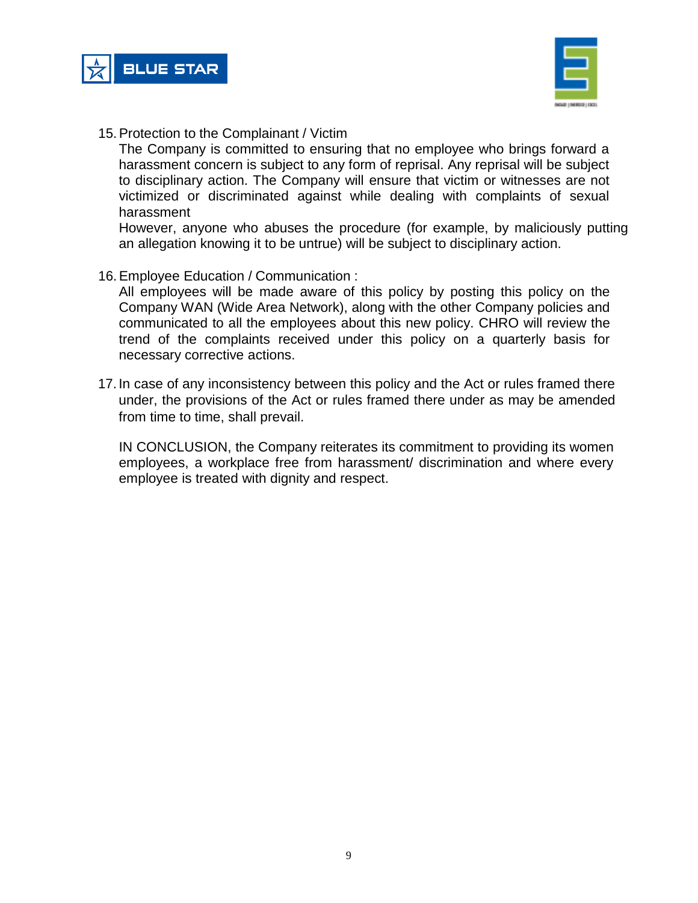15. Protection to the Complainant / Victim

    The Company is committed to ensuring that no employee who brings forward a harassment concern is subject to any form of reprisal. Any reprisal will be subject to disciplinary action. The Company will ensure that victim or witnesses are not victimized or discriminated against while dealing with complaints of sexual harassment

    However, anyone who abuses the procedure (for example, by maliciously putting an allegation knowing it to be untrue) will be subject to disciplinary action.

16. Employee Education / Communication :

    All employees will be made aware of this policy by posting this policy on the Company WAN (Wide Area Network), along with the other Company policies and communicated to all the employees about this new policy. CHRO will review the trend of the complaints received under this policy on a quarterly basis for necessary corrective actions.

17. In case of any inconsistency between this policy and the Act or rules framed there under, the provisions of the Act or rules framed there under as may be amended from time to time, shall prevail.

IN CONCLUSION, the Company reiterates its commitment to providing its women employees, a workplace free from harassment/ discrimination and where every employee is treated with dignity and respect.